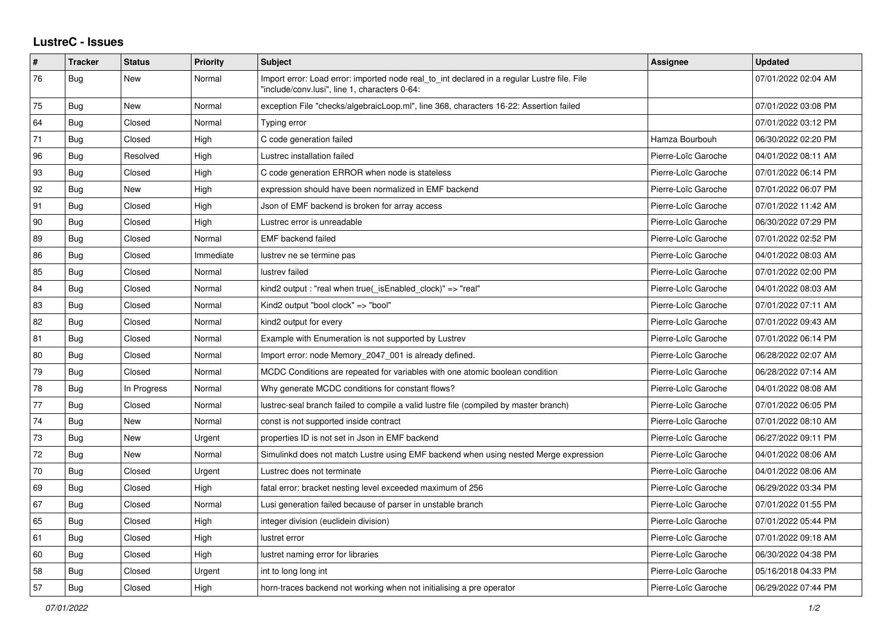# LustreC - Issues

| # | Tracker | Status | Priority | Subject | Assignee | Updated |
|---|---|---|---|---|---|---|
| 76 | Bug | New | Normal | Import error: Load error: imported node real_to_int declared in a regular Lustre file. File "include/conv.lusi", line 1, characters 0-64: | | 07/01/2022 02:04 AM |
| 75 | Bug | New | Normal | exception File "checks/algebraicLoop.ml", line 368, characters 16-22: Assertion failed | | 07/01/2022 03:08 PM |
| 64 | Bug | Closed | Normal | Typing error | | 07/01/2022 03:12 PM |
| 71 | Bug | Closed | High | C code generation failed | Hamza Bourbouh | 06/30/2022 02:20 PM |
| 96 | Bug | Resolved | High | Lustrec installation failed | Pierre-Loïc Garoche | 04/01/2022 08:11 AM |
| 93 | Bug | Closed | High | C code generation ERROR when node is stateless | Pierre-Loïc Garoche | 07/01/2022 06:14 PM |
| 92 | Bug | New | High | expression should have been normalized in EMF backend | Pierre-Loïc Garoche | 07/01/2022 06:07 PM |
| 91 | Bug | Closed | High | Json of EMF backend is broken for array access | Pierre-Loïc Garoche | 07/01/2022 11:42 AM |
| 90 | Bug | Closed | High | Lustrec error is unreadable | Pierre-Loïc Garoche | 06/30/2022 07:29 PM |
| 89 | Bug | Closed | Normal | EMF backend failed | Pierre-Loïc Garoche | 07/01/2022 02:52 PM |
| 86 | Bug | Closed | Immediate | lustrev ne se termine pas | Pierre-Loïc Garoche | 04/01/2022 08:03 AM |
| 85 | Bug | Closed | Normal | lustrev failed | Pierre-Loïc Garoche | 07/01/2022 02:00 PM |
| 84 | Bug | Closed | Normal | kind2 output : "real when true(_isEnabled_clock)" => "real" | Pierre-Loïc Garoche | 04/01/2022 08:03 AM |
| 83 | Bug | Closed | Normal | Kind2 output "bool clock" => "bool" | Pierre-Loïc Garoche | 07/01/2022 07:11 AM |
| 82 | Bug | Closed | Normal | kind2 output for every | Pierre-Loïc Garoche | 07/01/2022 09:43 AM |
| 81 | Bug | Closed | Normal | Example with Enumeration is not supported by Lustrev | Pierre-Loïc Garoche | 07/01/2022 06:14 PM |
| 80 | Bug | Closed | Normal | Import error: node Memory_2047_001 is already defined. | Pierre-Loïc Garoche | 06/28/2022 02:07 AM |
| 79 | Bug | Closed | Normal | MCDC Conditions are repeated for variables with one atomic boolean condition | Pierre-Loïc Garoche | 06/28/2022 07:14 AM |
| 78 | Bug | In Progress | Normal | Why generate MCDC conditions for constant flows? | Pierre-Loïc Garoche | 04/01/2022 08:08 AM |
| 77 | Bug | Closed | Normal | lustrec-seal branch failed to compile a valid lustre file (compiled by master branch) | Pierre-Loïc Garoche | 07/01/2022 06:05 PM |
| 74 | Bug | New | Normal | const is not supported inside contract | Pierre-Loïc Garoche | 07/01/2022 08:10 AM |
| 73 | Bug | New | Urgent | properties ID is not set in Json in EMF backend | Pierre-Loïc Garoche | 06/27/2022 09:11 PM |
| 72 | Bug | New | Normal | Simulinkd does not match Lustre using EMF backend when using nested Merge expression | Pierre-Loïc Garoche | 04/01/2022 08:06 AM |
| 70 | Bug | Closed | Urgent | Lustrec does not terminate | Pierre-Loïc Garoche | 04/01/2022 08:06 AM |
| 69 | Bug | Closed | High | fatal error: bracket nesting level exceeded maximum of 256 | Pierre-Loïc Garoche | 06/29/2022 03:34 PM |
| 67 | Bug | Closed | Normal | Lusi generation failed because of parser in unstable branch | Pierre-Loïc Garoche | 07/01/2022 01:55 PM |
| 65 | Bug | Closed | High | integer division (euclidein division) | Pierre-Loïc Garoche | 07/01/2022 05:44 PM |
| 61 | Bug | Closed | High | lustret error | Pierre-Loïc Garoche | 07/01/2022 09:18 AM |
| 60 | Bug | Closed | High | lustret naming error for libraries | Pierre-Loïc Garoche | 06/30/2022 04:38 PM |
| 58 | Bug | Closed | Urgent | int to long long int | Pierre-Loïc Garoche | 05/16/2018 04:33 PM |
| 57 | Bug | Closed | High | horn-traces backend not working when not initialising a pre operator | Pierre-Loïc Garoche | 06/29/2022 07:44 PM |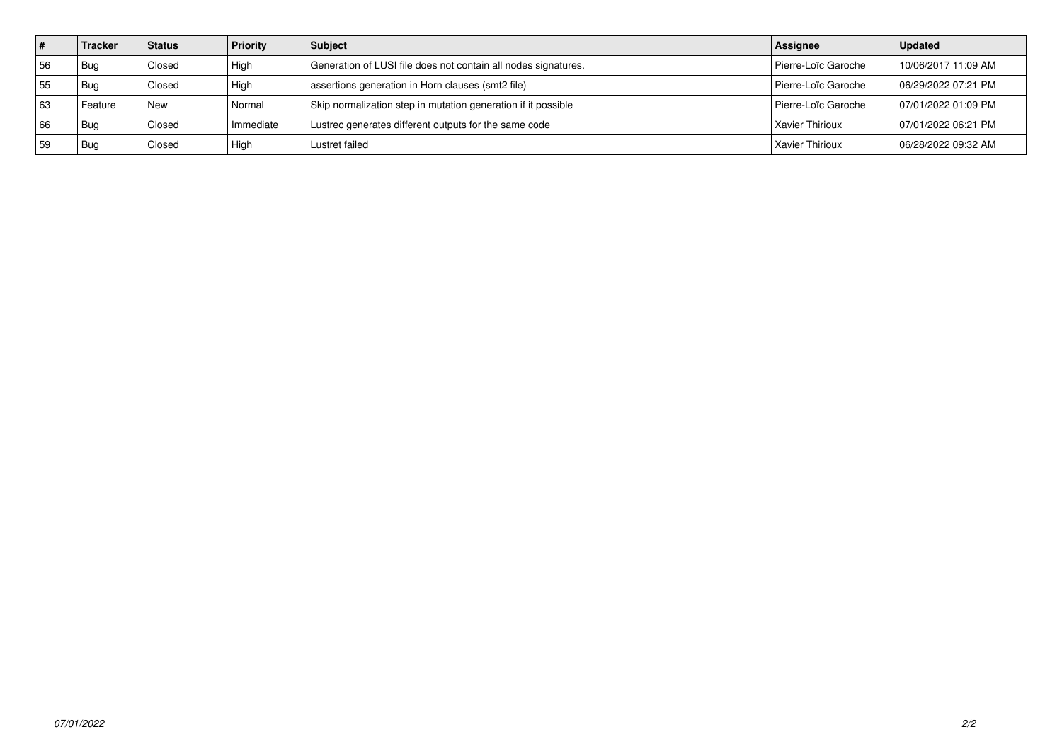| # | Tracker | Status | Priority | Subject | Assignee | Updated |
|---|---|---|---|---|---|---|
| 56 | Bug | Closed | High | Generation of LUSI file does not contain all nodes signatures. | Pierre-Loïc Garoche | 10/06/2017 11:09 AM |
| 55 | Bug | Closed | High | assertions generation in Horn clauses (smt2 file) | Pierre-Loïc Garoche | 06/29/2022 07:21 PM |
| 63 | Feature | New | Normal | Skip normalization step in mutation generation if it possible | Pierre-Loïc Garoche | 07/01/2022 01:09 PM |
| 66 | Bug | Closed | Immediate | Lustrec generates different outputs for the same code | Xavier Thirioux | 07/01/2022 06:21 PM |
| 59 | Bug | Closed | High | Lustret failed | Xavier Thirioux | 06/28/2022 09:32 AM |